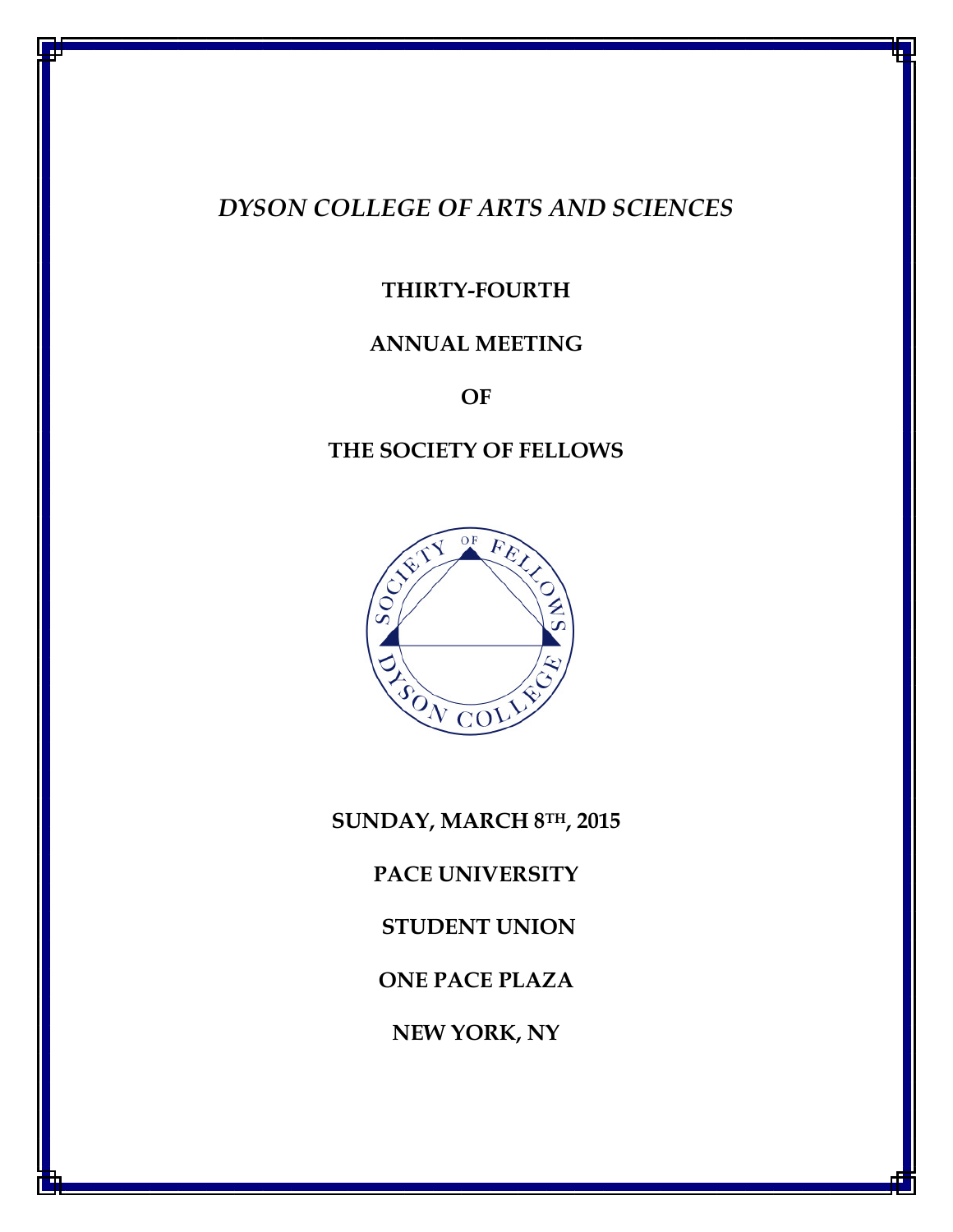*DYSON COLLEGE OF ARTS AND SCIENCES*

**THIRTY-FOURTH**

**ANNUAL MEETING**

**OF**

**THE SOCIETY OF FELLOWS**

**SUNDAY, MARCH 8TH, 2015**

**PACE UNIVERSITY**

**STUDENT UNION**

**ONE PACE PLAZA**

**NEW YORK, NY**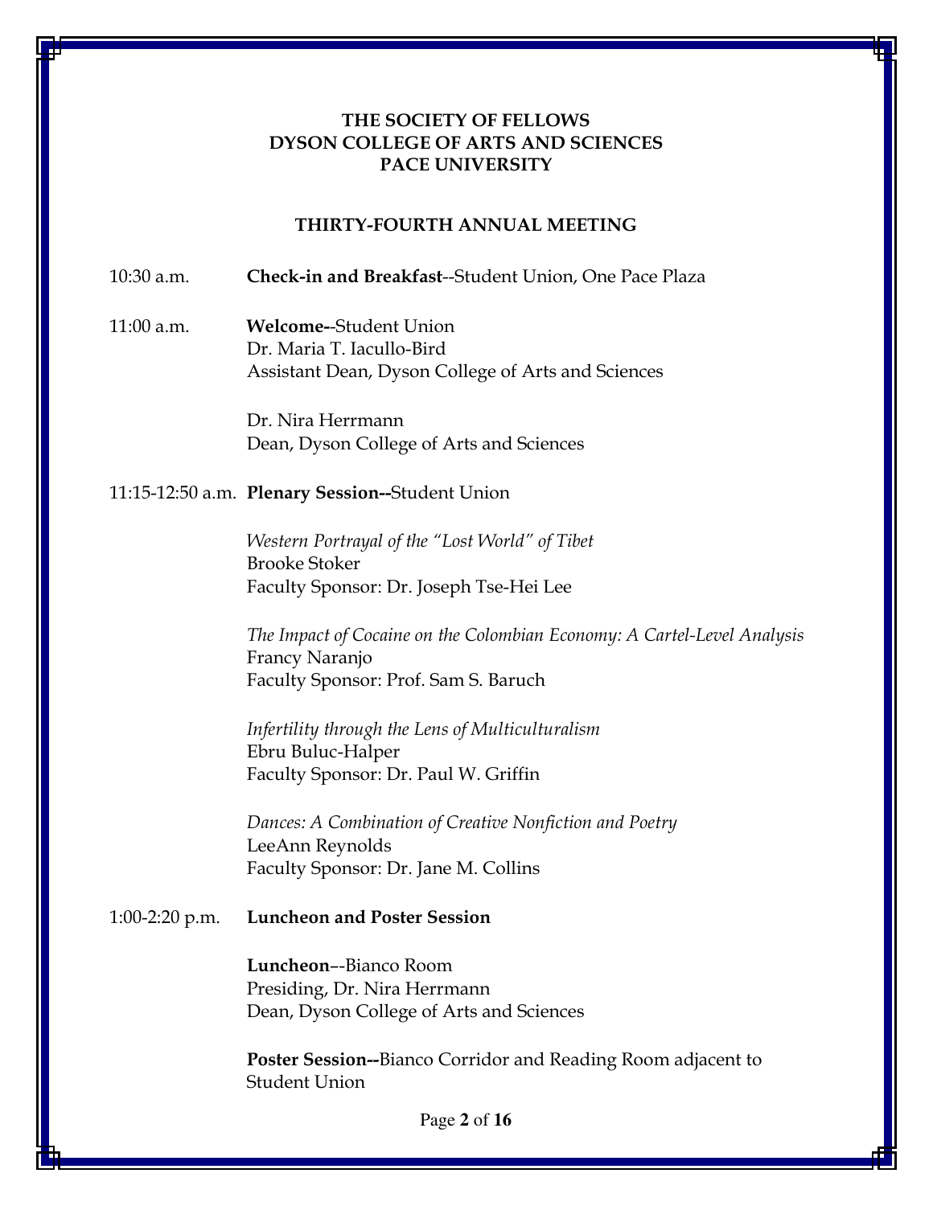**THE SOCIETY OF FELLOWS**
**DYSON COLLEGE OF ARTS AND SCIENCES**
**PACE UNIVERSITY**

## THIRTY-FOURTH ANNUAL MEETING

10:30 a.m. **Check-in and Breakfast**--Student Union, One Pace Plaza

11:00 a.m. **Welcome--**Student Union
Dr. Maria T. Iacullo-Bird
Assistant Dean, Dyson College of Arts and Sciences

Dr. Nira Herrmann
Dean, Dyson College of Arts and Sciences

11:15-12:50 a.m. **Plenary Session--**Student Union

*Western Portrayal of the "Lost World" of Tibet*
Brooke Stoker
Faculty Sponsor: Dr. Joseph Tse-Hei Lee

*The Impact of Cocaine on the Colombian Economy: A Cartel-Level Analysis*
Francy Naranjo
Faculty Sponsor: Prof. Sam S. Baruch

*Infertility through the Lens of Multiculturalism*
Ebru Buluc-Halper
Faculty Sponsor: Dr. Paul W. Griffin

*Dances: A Combination of Creative Nonfiction and Poetry*
LeeAnn Reynolds
Faculty Sponsor: Dr. Jane M. Collins

1:00-2:20 p.m. **Luncheon and Poster Session**

**Luncheon**--Bianco Room
Presiding, Dr. Nira Herrmann
Dean, Dyson College of Arts and Sciences

**Poster Session--**Bianco Corridor and Reading Room adjacent to Student Union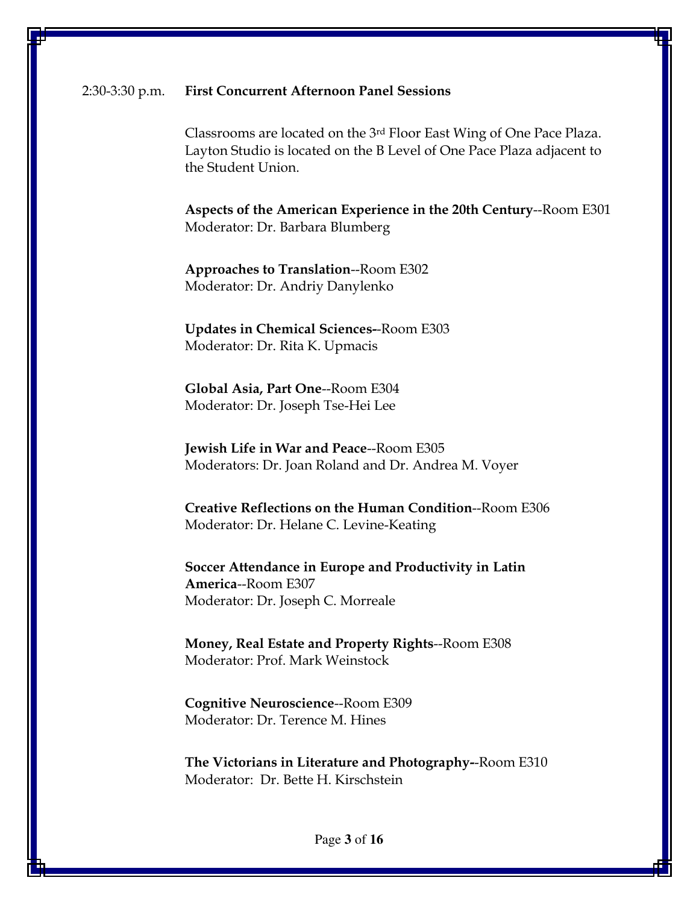2:30-3:30 p.m. **First Concurrent Afternoon Panel Sessions**

Classrooms are located on the 3rd Floor East Wing of One Pace Plaza. Layton Studio is located on the B Level of One Pace Plaza adjacent to the Student Union.

**Aspects of the American Experience in the 20th Century**--Room E301
Moderator: Dr. Barbara Blumberg

**Approaches to Translation**--Room E302
Moderator: Dr. Andriy Danylenko

**Updates in Chemical Sciences**--Room E303
Moderator: Dr. Rita K. Upmacis

**Global Asia, Part One**--Room E304
Moderator: Dr. Joseph Tse-Hei Lee

**Jewish Life in War and Peace**--Room E305
Moderators: Dr. Joan Roland and Dr. Andrea M. Voyer

**Creative Reflections on the Human Condition**--Room E306
Moderator: Dr. Helane C. Levine-Keating

**Soccer Attendance in Europe and Productivity in Latin America**--Room E307
Moderator: Dr. Joseph C. Morreale

**Money, Real Estate and Property Rights**--Room E308
Moderator: Prof. Mark Weinstock

**Cognitive Neuroscience**--Room E309
Moderator: Dr. Terence M. Hines

**The Victorians in Literature and Photography**--Room E310
Moderator: Dr. Bette H. Kirschstein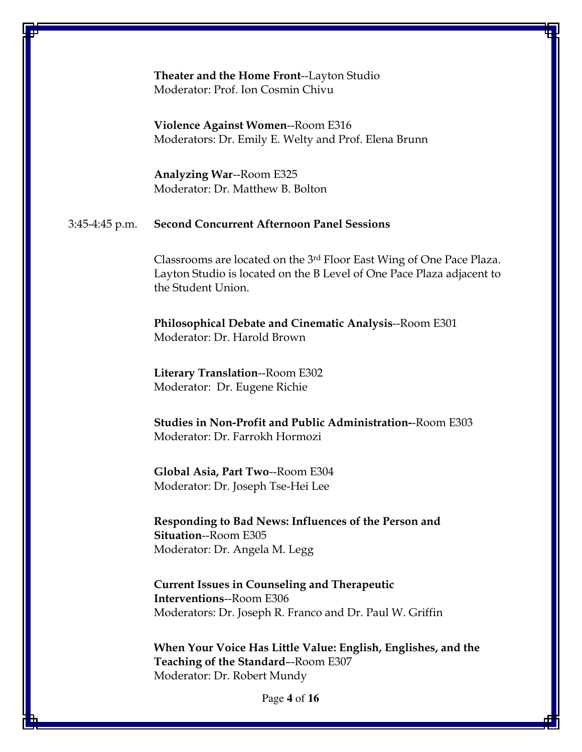**Theater and the Home Front**--Layton Studio
Moderator: Prof. Ion Cosmin Chivu

**Violence Against Women**--Room E316
Moderators: Dr. Emily E. Welty and Prof. Elena Brunn

**Analyzing War**--Room E325
Moderator: Dr. Matthew B. Bolton

3:45-4:45 p.m. **Second Concurrent Afternoon Panel Sessions**

Classrooms are located on the 3rd Floor East Wing of One Pace Plaza. Layton Studio is located on the B Level of One Pace Plaza adjacent to the Student Union.

**Philosophical Debate and Cinematic Analysis**--Room E301
Moderator: Dr. Harold Brown

**Literary Translation**--Room E302
Moderator: Dr. Eugene Richie

**Studies in Non-Profit and Public Administration-**-Room E303
Moderator: Dr. Farrokh Hormozi

**Global Asia, Part Two**--Room E304
Moderator: Dr. Joseph Tse-Hei Lee

**Responding to Bad News: Influences of the Person and Situation**--Room E305
Moderator: Dr. Angela M. Legg

**Current Issues in Counseling and Therapeutic Interventions**--Room E306
Moderators: Dr. Joseph R. Franco and Dr. Paul W. Griffin

**When Your Voice Has Little Value: English, Englishes, and the Teaching of the Standard**--Room E307
Moderator: Dr. Robert Mundy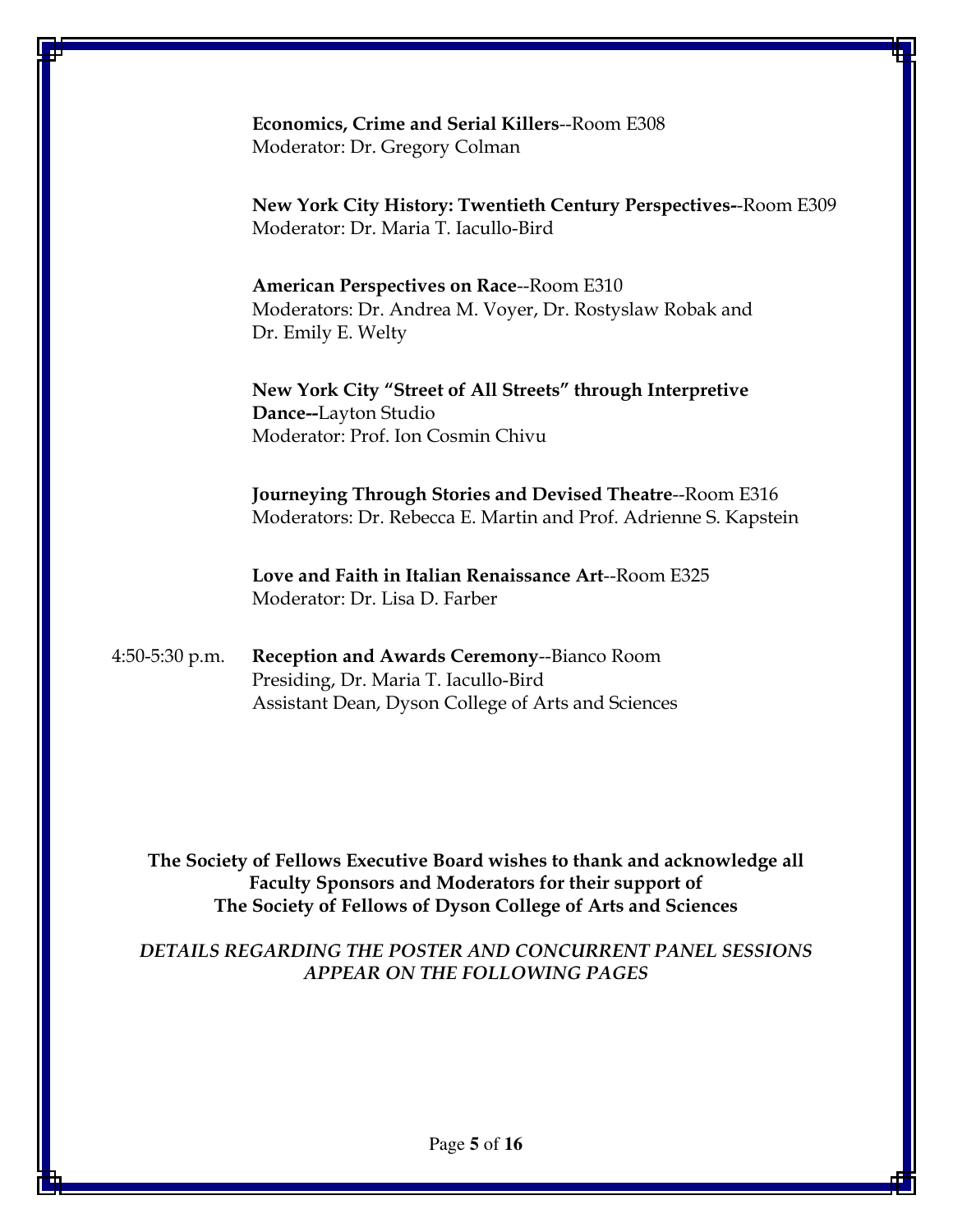**Economics, Crime and Serial Killers**--Room E308
Moderator: Dr. Gregory Colman

**New York City History: Twentieth Century Perspectives--**Room E309
Moderator: Dr. Maria T. Iacullo-Bird

**American Perspectives on Race**--Room E310
Moderators: Dr. Andrea M. Voyer, Dr. Rostyslaw Robak and Dr. Emily E. Welty

**New York City "Street of All Streets" through Interpretive Dance--**Layton Studio
Moderator: Prof. Ion Cosmin Chivu

**Journeying Through Stories and Devised Theatre**--Room E316
Moderators: Dr. Rebecca E. Martin and Prof. Adrienne S. Kapstein

**Love and Faith in Italian Renaissance Art**--Room E325
Moderator: Dr. Lisa D. Farber

4:50-5:30 p.m. **Reception and Awards Ceremony**--Bianco Room
Presiding, Dr. Maria T. Iacullo-Bird
Assistant Dean, Dyson College of Arts and Sciences

**The Society of Fellows Executive Board wishes to thank and acknowledge all Faculty Sponsors and Moderators for their support of The Society of Fellows of Dyson College of Arts and Sciences**

*DETAILS REGARDING THE POSTER AND CONCURRENT PANEL SESSIONS APPEAR ON THE FOLLOWING PAGES*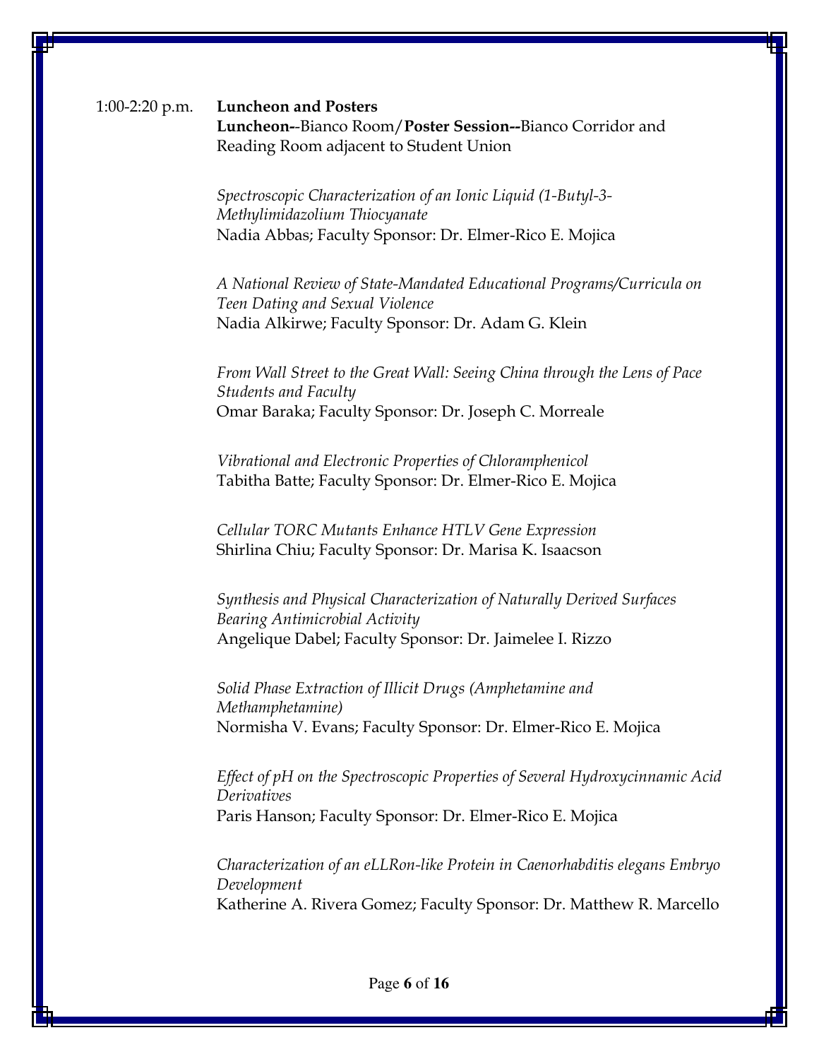1:00-2:20 p.m. **Luncheon and Posters**

**Luncheon**--Bianco Room/**Poster Session--**Bianco Corridor and Reading Room adjacent to Student Union

*Spectroscopic Characterization of an Ionic Liquid (1-Butyl-3-Methylimidazolium Thiocyanate*
Nadia Abbas; Faculty Sponsor: Dr. Elmer-Rico E. Mojica

*A National Review of State-Mandated Educational Programs/Curricula on Teen Dating and Sexual Violence*
Nadia Alkirwe; Faculty Sponsor: Dr. Adam G. Klein

*From Wall Street to the Great Wall: Seeing China through the Lens of Pace Students and Faculty*
Omar Baraka; Faculty Sponsor: Dr. Joseph C. Morreale

*Vibrational and Electronic Properties of Chloramphenicol*
Tabitha Batte; Faculty Sponsor: Dr. Elmer-Rico E. Mojica

*Cellular TORC Mutants Enhance HTLV Gene Expression*
Shirlina Chiu; Faculty Sponsor: Dr. Marisa K. Isaacson

*Synthesis and Physical Characterization of Naturally Derived Surfaces Bearing Antimicrobial Activity*
Angelique Dabel; Faculty Sponsor: Dr. Jaimelee I. Rizzo

*Solid Phase Extraction of Illicit Drugs (Amphetamine and Methamphetamine)*
Normisha V. Evans; Faculty Sponsor: Dr. Elmer-Rico E. Mojica

*Effect of pH on the Spectroscopic Properties of Several Hydroxycinnamic Acid Derivatives*
Paris Hanson; Faculty Sponsor: Dr. Elmer-Rico E. Mojica

*Characterization of an eLLRon-like Protein in Caenorhabditis elegans Embryo Development*
Katherine A. Rivera Gomez; Faculty Sponsor: Dr. Matthew R. Marcello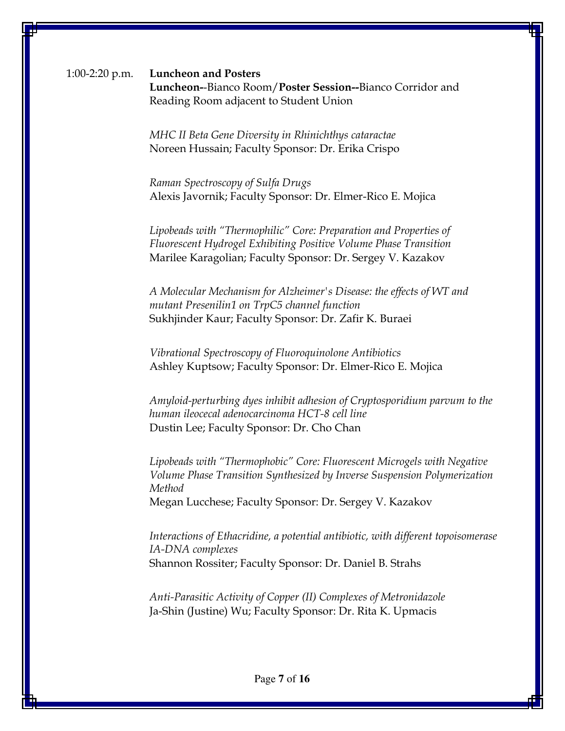1:00-2:20 p.m. **Luncheon and Posters**

**Luncheon-**-Bianco Room/**Poster Session--**Bianco Corridor and Reading Room adjacent to Student Union

*MHC II Beta Gene Diversity in Rhinichthys cataractae*
Noreen Hussain; Faculty Sponsor: Dr. Erika Crispo

*Raman Spectroscopy of Sulfa Drugs*
Alexis Javornik; Faculty Sponsor: Dr. Elmer-Rico E. Mojica

*Lipobeads with "Thermophilic" Core: Preparation and Properties of Fluorescent Hydrogel Exhibiting Positive Volume Phase Transition*
Marilee Karagolian; Faculty Sponsor: Dr. Sergey V. Kazakov

*A Molecular Mechanism for Alzheimer's Disease: the effects of WT and mutant Presenilin1 on TrpC5 channel function*
Sukhjinder Kaur; Faculty Sponsor: Dr. Zafir K. Buraei

*Vibrational Spectroscopy of Fluoroquinolone Antibiotics*
Ashley Kuptsow; Faculty Sponsor: Dr. Elmer-Rico E. Mojica

*Amyloid-perturbing dyes inhibit adhesion of Cryptosporidium parvum to the human ileocecal adenocarcinoma HCT-8 cell line*
Dustin Lee; Faculty Sponsor: Dr. Cho Chan

*Lipobeads with "Thermophobic" Core: Fluorescent Microgels with Negative Volume Phase Transition Synthesized by Inverse Suspension Polymerization Method*
Megan Lucchese; Faculty Sponsor: Dr. Sergey V. Kazakov

*Interactions of Ethacridine, a potential antibiotic, with different topoisomerase IA-DNA complexes*
Shannon Rossiter; Faculty Sponsor: Dr. Daniel B. Strahs

*Anti-Parasitic Activity of Copper (II) Complexes of Metronidazole*
Ja-Shin (Justine) Wu; Faculty Sponsor: Dr. Rita K. Upmacis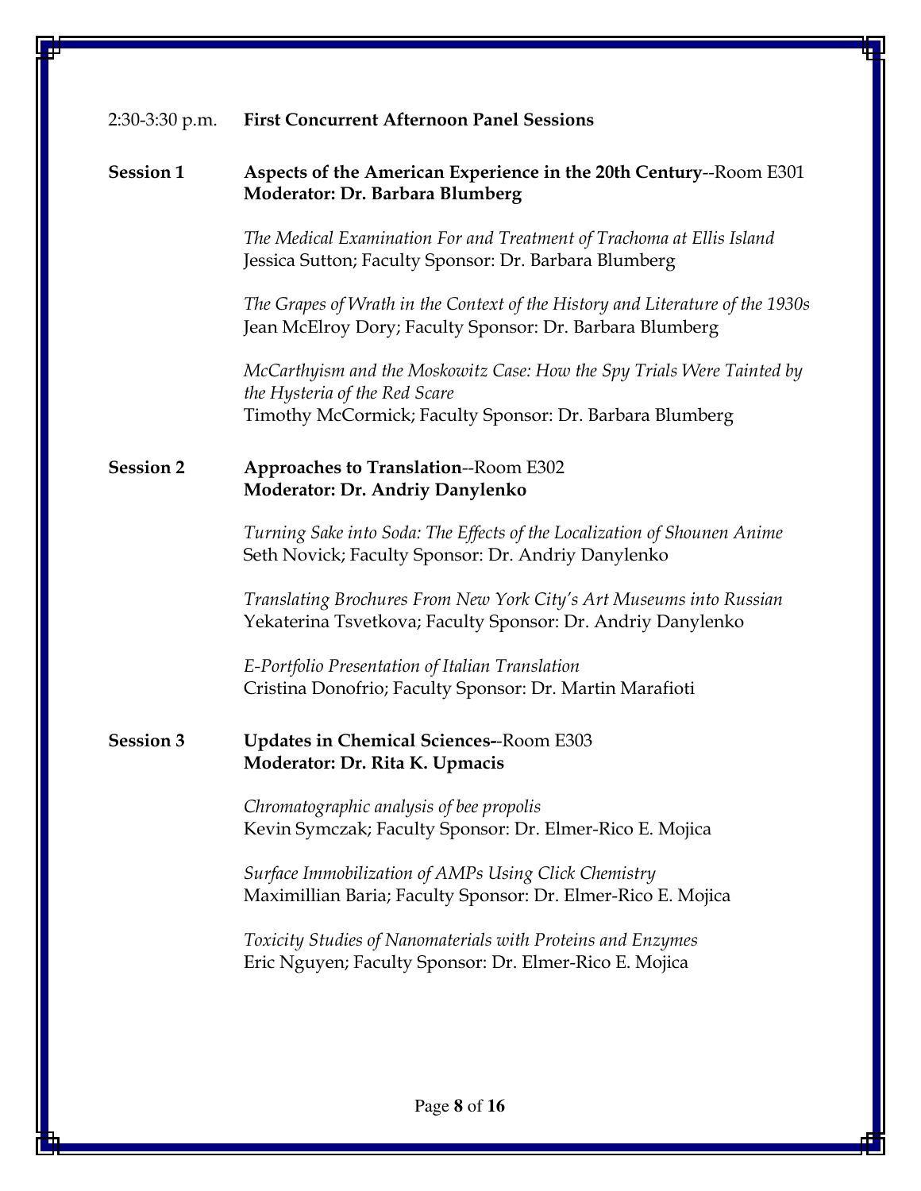2:30-3:30 p.m. **First Concurrent Afternoon Panel Sessions**

**Session 1** **Aspects of the American Experience in the 20th Century**--Room E301
**Moderator: Dr. Barbara Blumberg**

*The Medical Examination For and Treatment of Trachoma at Ellis Island*
Jessica Sutton; Faculty Sponsor: Dr. Barbara Blumberg

*The Grapes of Wrath in the Context of the History and Literature of the 1930s*
Jean McElroy Dory; Faculty Sponsor: Dr. Barbara Blumberg

*McCarthyism and the Moskowitz Case: How the Spy Trials Were Tainted by the Hysteria of the Red Scare*
Timothy McCormick; Faculty Sponsor: Dr. Barbara Blumberg

**Session 2** **Approaches to Translation**--Room E302
**Moderator: Dr. Andriy Danylenko**

*Turning Sake into Soda: The Effects of the Localization of Shounen Anime*
Seth Novick; Faculty Sponsor: Dr. Andriy Danylenko

*Translating Brochures From New York City's Art Museums into Russian*
Yekaterina Tsvetkova; Faculty Sponsor: Dr. Andriy Danylenko

*E-Portfolio Presentation of Italian Translation*
Cristina Donofrio; Faculty Sponsor: Dr. Martin Marafioti

**Session 3** **Updates in Chemical Sciences**--Room E303
**Moderator: Dr. Rita K. Upmacis**

*Chromatographic analysis of bee propolis*
Kevin Symczak; Faculty Sponsor: Dr. Elmer-Rico E. Mojica

*Surface Immobilization of AMPs Using Click Chemistry*
Maximillian Baria; Faculty Sponsor: Dr. Elmer-Rico E. Mojica

*Toxicity Studies of Nanomaterials with Proteins and Enzymes*
Eric Nguyen; Faculty Sponsor: Dr. Elmer-Rico E. Mojica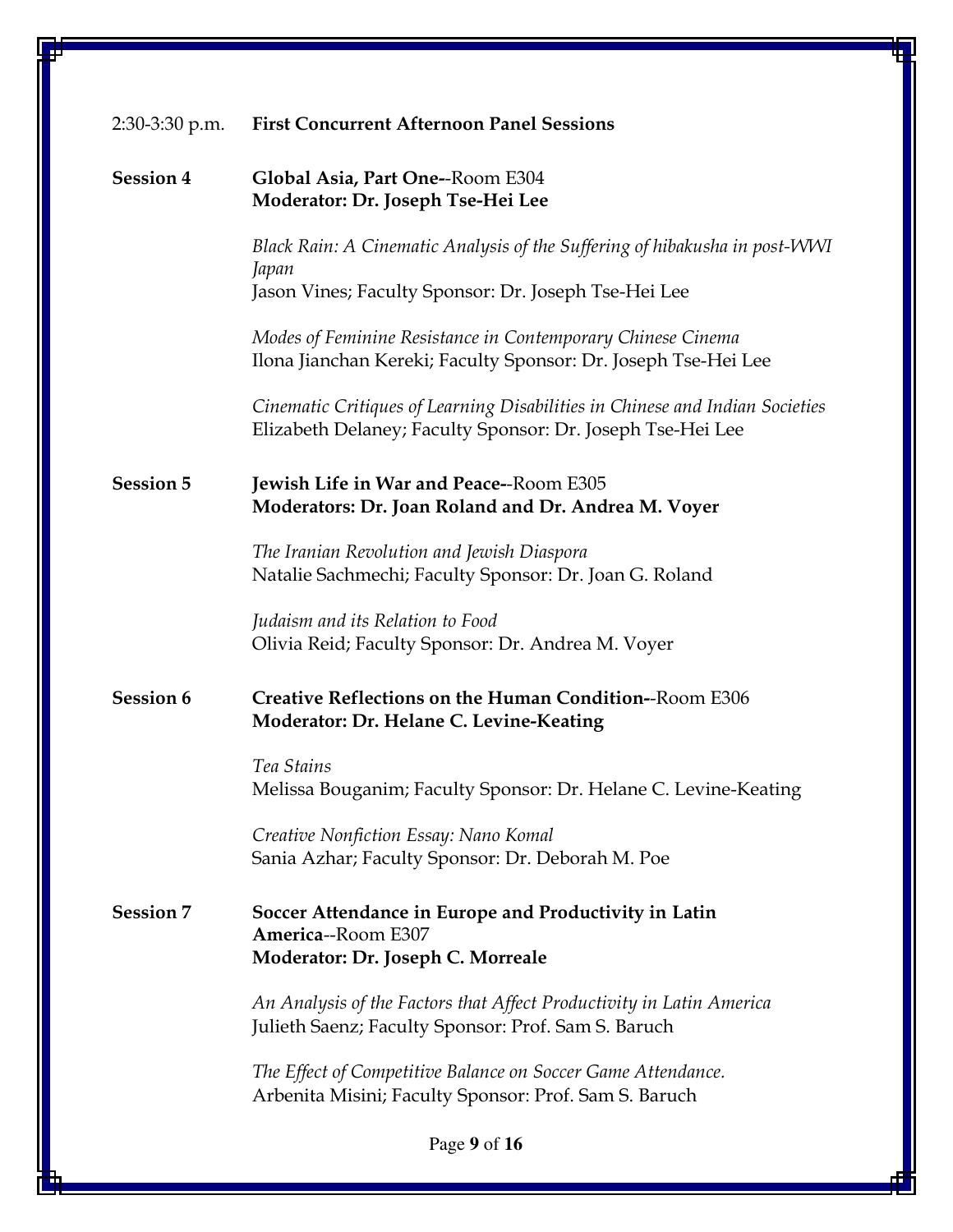2:30-3:30 p.m. **First Concurrent Afternoon Panel Sessions**

**Session 4** **Global Asia, Part One--**Room E304
**Moderator: Dr. Joseph Tse-Hei Lee**

*Black Rain: A Cinematic Analysis of the Suffering of hibakusha in post-WWI Japan*
Jason Vines; Faculty Sponsor: Dr. Joseph Tse-Hei Lee

*Modes of Feminine Resistance in Contemporary Chinese Cinema*
Ilona Jianchan Kereki; Faculty Sponsor: Dr. Joseph Tse-Hei Lee

*Cinematic Critiques of Learning Disabilities in Chinese and Indian Societies*
Elizabeth Delaney; Faculty Sponsor: Dr. Joseph Tse-Hei Lee

**Session 5** **Jewish Life in War and Peace--**Room E305
**Moderators: Dr. Joan Roland and Dr. Andrea M. Voyer**

*The Iranian Revolution and Jewish Diaspora*
Natalie Sachmechi; Faculty Sponsor: Dr. Joan G. Roland

*Judaism and its Relation to Food*
Olivia Reid; Faculty Sponsor: Dr. Andrea M. Voyer

**Session 6** **Creative Reflections on the Human Condition--**Room E306
**Moderator: Dr. Helane C. Levine-Keating**

*Tea Stains*
Melissa Bouganim; Faculty Sponsor: Dr. Helane C. Levine-Keating

*Creative Nonfiction Essay: Nano Komal*
Sania Azhar; Faculty Sponsor: Dr. Deborah M. Poe

**Session 7** **Soccer Attendance in Europe and Productivity in Latin America**--Room E307
**Moderator: Dr. Joseph C. Morreale**

*An Analysis of the Factors that Affect Productivity in Latin America*
Julieth Saenz; Faculty Sponsor: Prof. Sam S. Baruch

*The Effect of Competitive Balance on Soccer Game Attendance.*
Arbenita Misini; Faculty Sponsor: Prof. Sam S. Baruch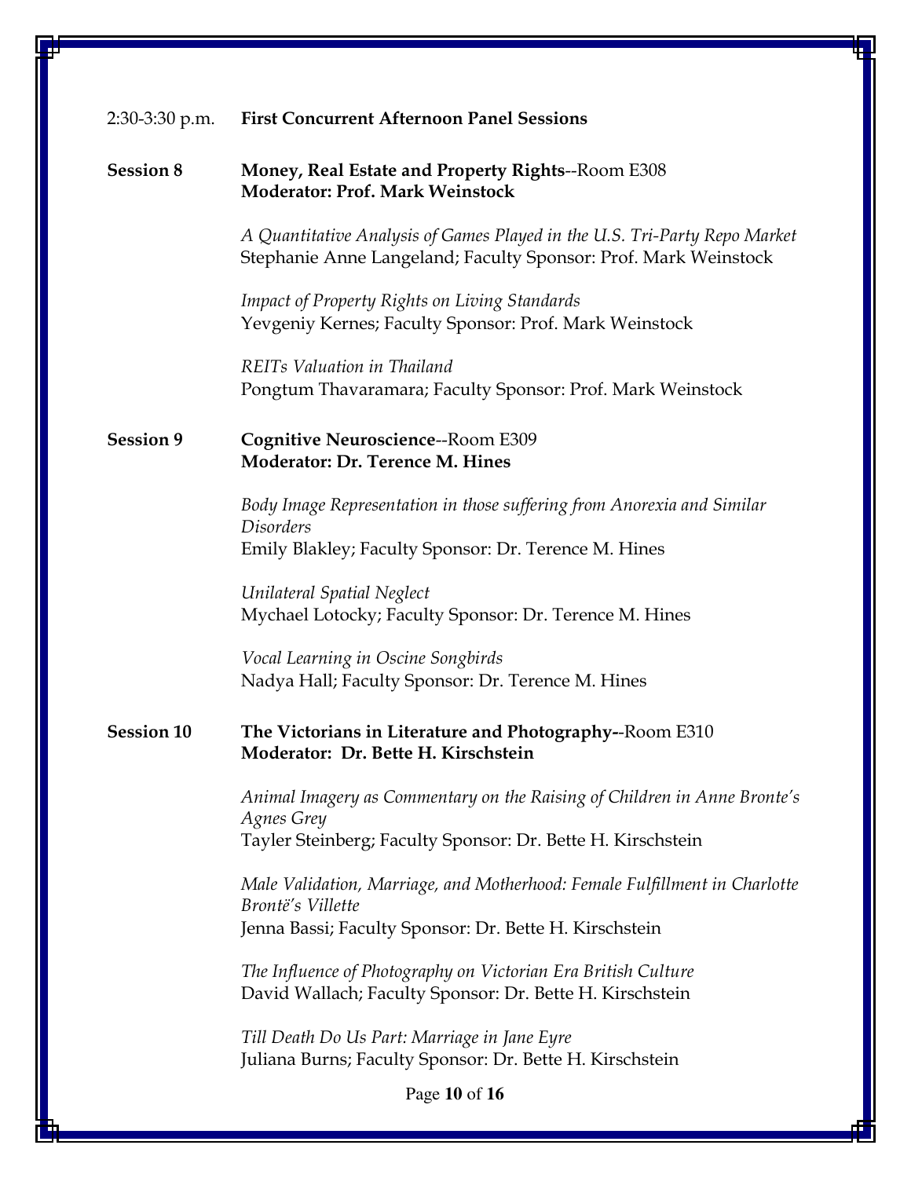2:30-3:30 p.m. **First Concurrent Afternoon Panel Sessions**

**Session 8** **Money, Real Estate and Property Rights**--Room E308
**Moderator: Prof. Mark Weinstock**

*A Quantitative Analysis of Games Played in the U.S. Tri-Party Repo Market*
Stephanie Anne Langeland; Faculty Sponsor: Prof. Mark Weinstock

*Impact of Property Rights on Living Standards*
Yevgeniy Kernes; Faculty Sponsor: Prof. Mark Weinstock

*REITs Valuation in Thailand*
Pongtum Thavaramara; Faculty Sponsor: Prof. Mark Weinstock

**Session 9** **Cognitive Neuroscience**--Room E309
**Moderator: Dr. Terence M. Hines**

*Body Image Representation in those suffering from Anorexia and Similar Disorders*
Emily Blakley; Faculty Sponsor: Dr. Terence M. Hines

*Unilateral Spatial Neglect*
Mychael Lotocky; Faculty Sponsor: Dr. Terence M. Hines

*Vocal Learning in Oscine Songbirds*
Nadya Hall; Faculty Sponsor: Dr. Terence M. Hines

**Session 10** **The Victorians in Literature and Photography-**-Room E310
**Moderator: Dr. Bette H. Kirschstein**

*Animal Imagery as Commentary on the Raising of Children in Anne Bronte's Agnes Grey*
Tayler Steinberg; Faculty Sponsor: Dr. Bette H. Kirschstein

*Male Validation, Marriage, and Motherhood: Female Fulfillment in Charlotte Brontë's Villette*
Jenna Bassi; Faculty Sponsor: Dr. Bette H. Kirschstein

*The Influence of Photography on Victorian Era British Culture*
David Wallach; Faculty Sponsor: Dr. Bette H. Kirschstein

*Till Death Do Us Part: Marriage in Jane Eyre*
Juliana Burns; Faculty Sponsor: Dr. Bette H. Kirschstein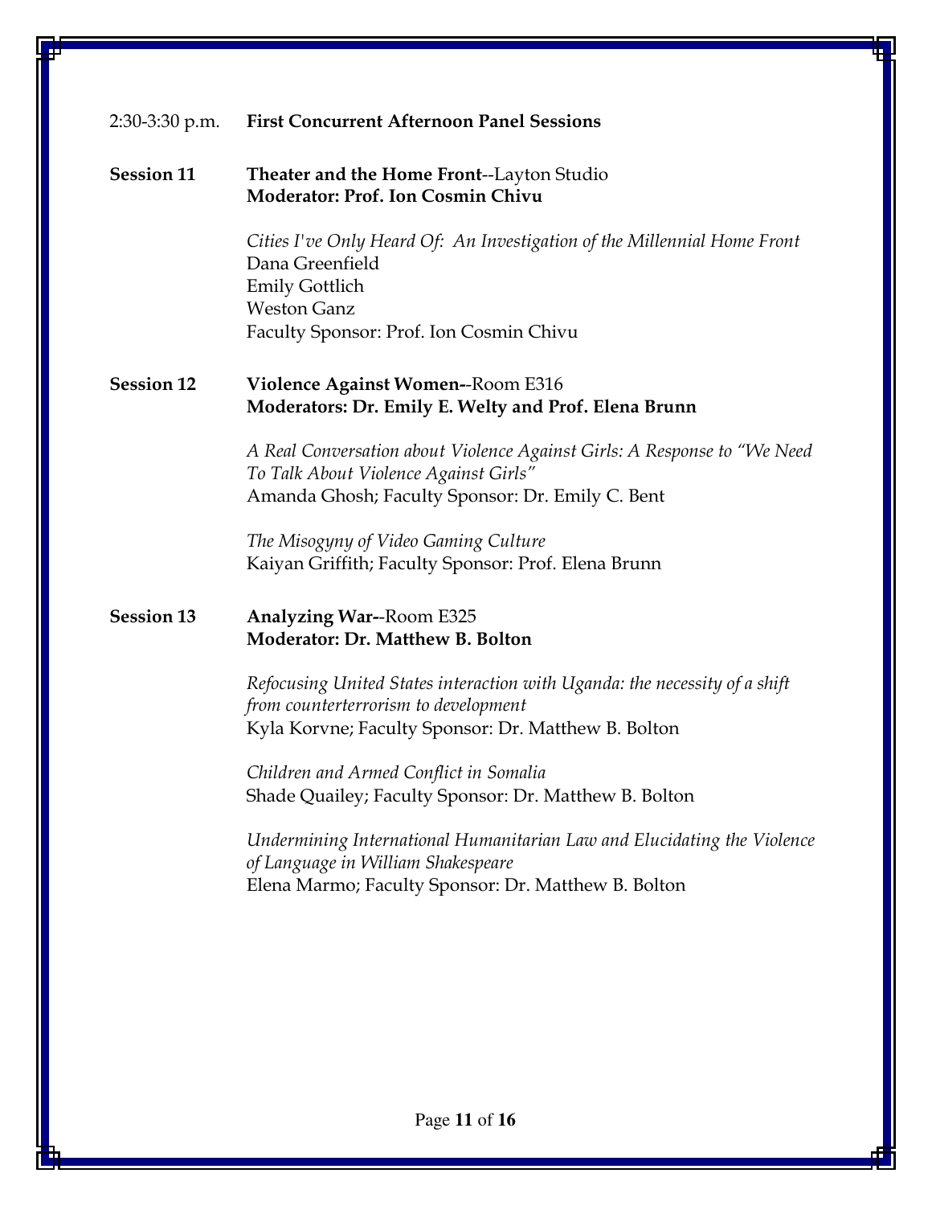2:30-3:30 p.m. **First Concurrent Afternoon Panel Sessions**

**Session 11** **Theater and the Home Front**--Layton Studio
**Moderator: Prof. Ion Cosmin Chivu**

*Cities I've Only Heard Of: An Investigation of the Millennial Home Front*
Dana Greenfield
Emily Gottlich
Weston Ganz
Faculty Sponsor: Prof. Ion Cosmin Chivu

**Session 12** **Violence Against Women-**-Room E316
**Moderators: Dr. Emily E. Welty and Prof. Elena Brunn**

*A Real Conversation about Violence Against Girls: A Response to "We Need To Talk About Violence Against Girls"*
Amanda Ghosh; Faculty Sponsor: Dr. Emily C. Bent

*The Misogyny of Video Gaming Culture*
Kaiyan Griffith; Faculty Sponsor: Prof. Elena Brunn

**Session 13** **Analyzing War-**-Room E325
**Moderator: Dr. Matthew B. Bolton**

*Refocusing United States interaction with Uganda: the necessity of a shift from counterterrorism to development*
Kyla Korvne; Faculty Sponsor: Dr. Matthew B. Bolton

*Children and Armed Conflict in Somalia*
Shade Quailey; Faculty Sponsor: Dr. Matthew B. Bolton

*Undermining International Humanitarian Law and Elucidating the Violence of Language in William Shakespeare*
Elena Marmo; Faculty Sponsor: Dr. Matthew B. Bolton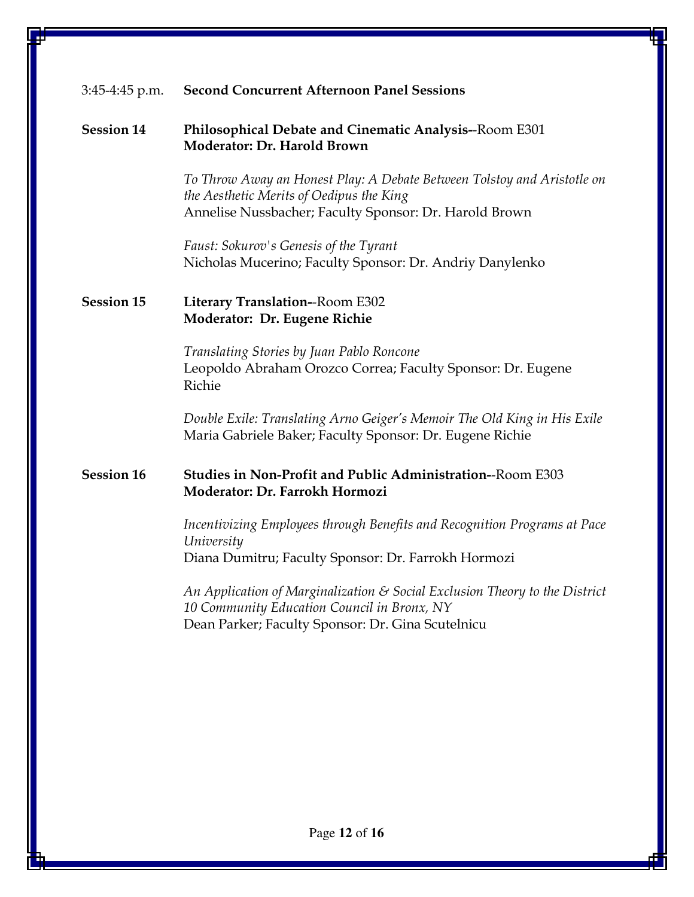3:45-4:45 p.m. **Second Concurrent Afternoon Panel Sessions**

**Session 14** **Philosophical Debate and Cinematic Analysis-**-Room E301
**Moderator: Dr. Harold Brown**

*To Throw Away an Honest Play: A Debate Between Tolstoy and Aristotle on the Aesthetic Merits of Oedipus the King*
Annelise Nussbacher; Faculty Sponsor: Dr. Harold Brown

*Faust: Sokurov's Genesis of the Tyrant*
Nicholas Mucerino; Faculty Sponsor: Dr. Andriy Danylenko

**Session 15** **Literary Translation-**-Room E302
**Moderator: Dr. Eugene Richie**

*Translating Stories by Juan Pablo Roncone*
Leopoldo Abraham Orozco Correa; Faculty Sponsor: Dr. Eugene Richie

*Double Exile: Translating Arno Geiger's Memoir The Old King in His Exile*
Maria Gabriele Baker; Faculty Sponsor: Dr. Eugene Richie

**Session 16** **Studies in Non-Profit and Public Administration-**-Room E303
**Moderator: Dr. Farrokh Hormozi**

*Incentivizing Employees through Benefits and Recognition Programs at Pace University*
Diana Dumitru; Faculty Sponsor: Dr. Farrokh Hormozi

*An Application of Marginalization & Social Exclusion Theory to the District 10 Community Education Council in Bronx, NY*
Dean Parker; Faculty Sponsor: Dr. Gina Scutelnicu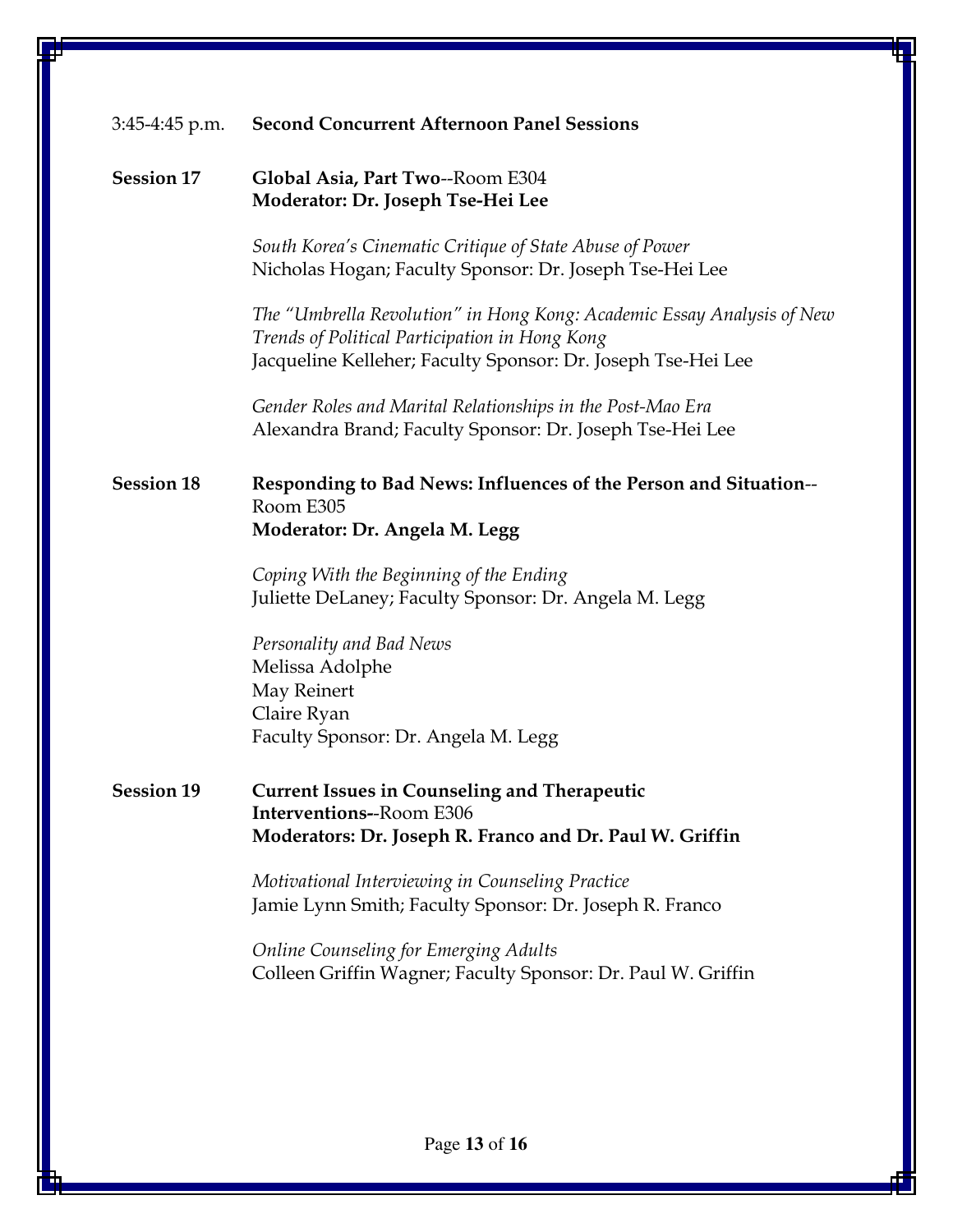3:45-4:45 p.m. **Second Concurrent Afternoon Panel Sessions**

**Session 17** **Global Asia, Part Two**--Room E304
**Moderator: Dr. Joseph Tse-Hei Lee**

*South Korea's Cinematic Critique of State Abuse of Power*
Nicholas Hogan; Faculty Sponsor: Dr. Joseph Tse-Hei Lee

*The "Umbrella Revolution" in Hong Kong: Academic Essay Analysis of New Trends of Political Participation in Hong Kong*
Jacqueline Kelleher; Faculty Sponsor: Dr. Joseph Tse-Hei Lee

*Gender Roles and Marital Relationships in the Post-Mao Era*
Alexandra Brand; Faculty Sponsor: Dr. Joseph Tse-Hei Lee

**Session 18** **Responding to Bad News: Influences of the Person and Situation**--Room E305
**Moderator: Dr. Angela M. Legg**

*Coping With the Beginning of the Ending*
Juliette DeLaney; Faculty Sponsor: Dr. Angela M. Legg

*Personality and Bad News*
Melissa Adolphe
May Reinert
Claire Ryan
Faculty Sponsor: Dr. Angela M. Legg

**Session 19** **Current Issues in Counseling and Therapeutic Interventions**--Room E306
**Moderators: Dr. Joseph R. Franco and Dr. Paul W. Griffin**

*Motivational Interviewing in Counseling Practice*
Jamie Lynn Smith; Faculty Sponsor: Dr. Joseph R. Franco

*Online Counseling for Emerging Adults*
Colleen Griffin Wagner; Faculty Sponsor: Dr. Paul W. Griffin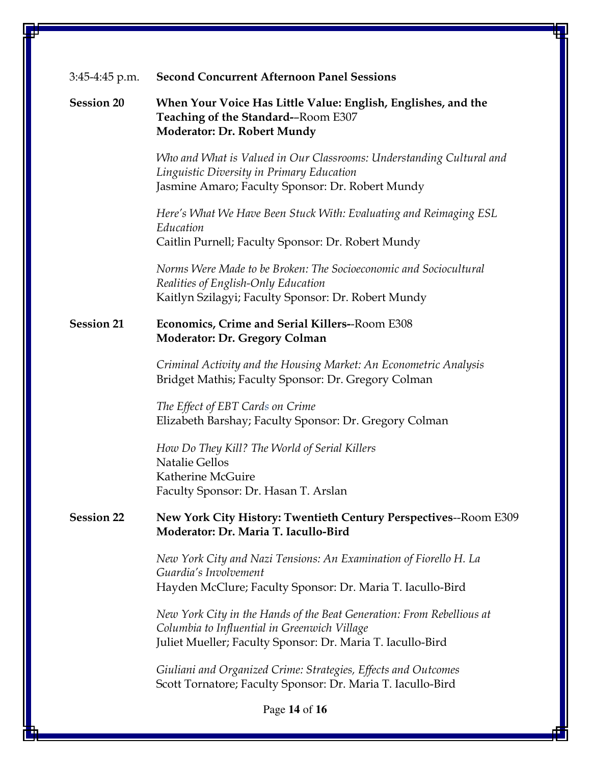3:45-4:45 p.m. **Second Concurrent Afternoon Panel Sessions**

**Session 20** **When Your Voice Has Little Value: English, Englishes, and the Teaching of the Standard-**–Room E307
**Moderator: Dr. Robert Mundy**

*Who and What is Valued in Our Classrooms: Understanding Cultural and Linguistic Diversity in Primary Education*
Jasmine Amaro; Faculty Sponsor: Dr. Robert Mundy

*Here's What We Have Been Stuck With: Evaluating and Reimaging ESL Education*
Caitlin Purnell; Faculty Sponsor: Dr. Robert Mundy

*Norms Were Made to be Broken: The Socioeconomic and Sociocultural Realities of English-Only Education*
Kaitlyn Szilagyi; Faculty Sponsor: Dr. Robert Mundy

**Session 21** **Economics, Crime and Serial Killers-**-Room E308
**Moderator: Dr. Gregory Colman**

*Criminal Activity and the Housing Market: An Econometric Analysis*
Bridget Mathis; Faculty Sponsor: Dr. Gregory Colman

*The Effect of EBT Cards on Crime*
Elizabeth Barshay; Faculty Sponsor: Dr. Gregory Colman

*How Do They Kill? The World of Serial Killers*
Natalie Gellos
Katherine McGuire
Faculty Sponsor: Dr. Hasan T. Arslan

**Session 22** **New York City History: Twentieth Century Perspectives**--Room E309
**Moderator: Dr. Maria T. Iacullo-Bird**

*New York City and Nazi Tensions: An Examination of Fiorello H. La Guardia's Involvement*
Hayden McClure; Faculty Sponsor: Dr. Maria T. Iacullo-Bird

*New York City in the Hands of the Beat Generation: From Rebellious at Columbia to Influential in Greenwich Village*
Juliet Mueller; Faculty Sponsor: Dr. Maria T. Iacullo-Bird

*Giuliani and Organized Crime: Strategies, Effects and Outcomes*
Scott Tornatore; Faculty Sponsor: Dr. Maria T. Iacullo-Bird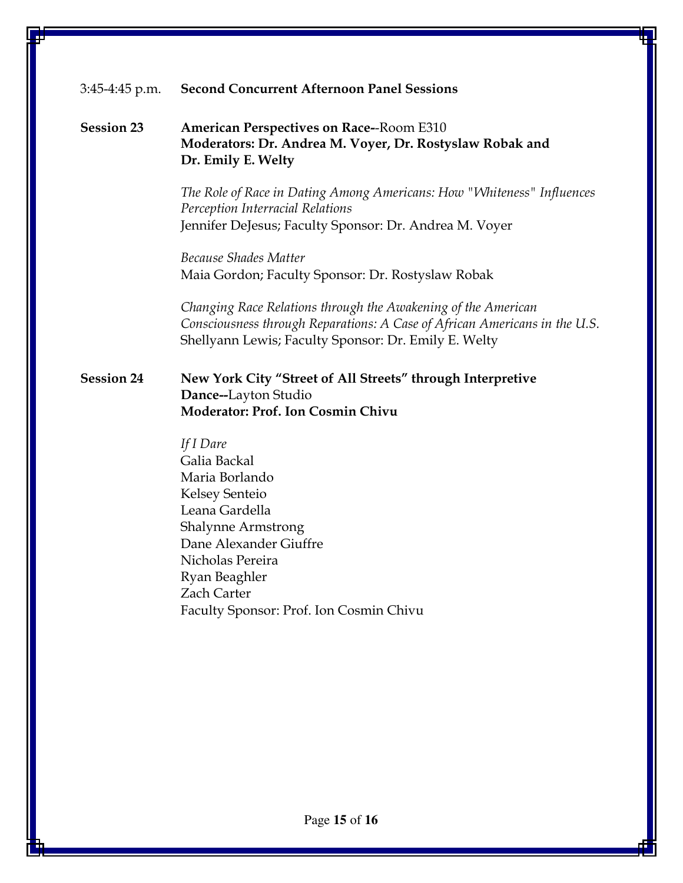3:45-4:45 p.m. **Second Concurrent Afternoon Panel Sessions**

**Session 23** **American Perspectives on Race-**-Room E310
**Moderators: Dr. Andrea M. Voyer, Dr. Rostyslaw Robak and Dr. Emily E. Welty**

*The Role of Race in Dating Among Americans: How "Whiteness" Influences Perception Interracial Relations*
Jennifer DeJesus; Faculty Sponsor: Dr. Andrea M. Voyer

*Because Shades Matter*
Maia Gordon; Faculty Sponsor: Dr. Rostyslaw Robak

*Changing Race Relations through the Awakening of the American Consciousness through Reparations: A Case of African Americans in the U.S.*
Shellyann Lewis; Faculty Sponsor: Dr. Emily E. Welty

**Session 24** **New York City "Street of All Streets" through Interpretive Dance--**Layton Studio
**Moderator: Prof. Ion Cosmin Chivu**

*If I Dare*
Galia Backal
Maria Borlando
Kelsey Senteio
Leana Gardella
Shalynne Armstrong
Dane Alexander Giuffre
Nicholas Pereira
Ryan Beaghler
Zach Carter
Faculty Sponsor: Prof. Ion Cosmin Chivu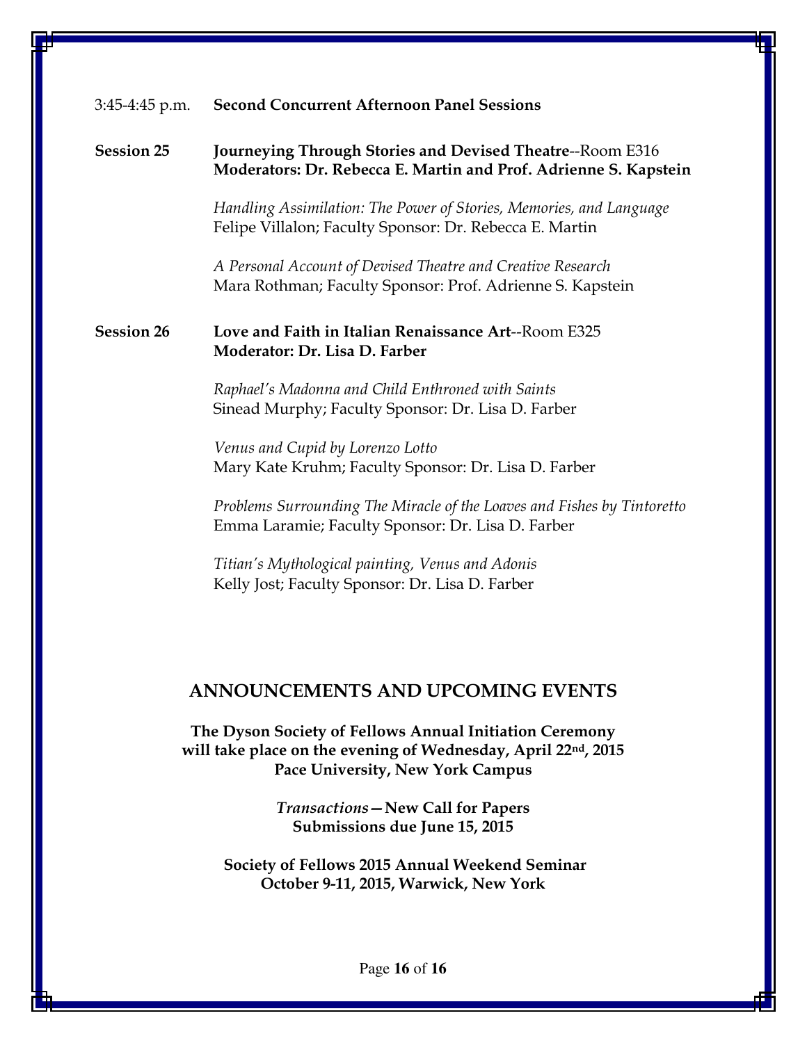3:45-4:45 p.m. **Second Concurrent Afternoon Panel Sessions**

**Session 25** **Journeying Through Stories and Devised Theatre**--Room E316
**Moderators: Dr. Rebecca E. Martin and Prof. Adrienne S. Kapstein**

*Handling Assimilation: The Power of Stories, Memories, and Language*
Felipe Villalon; Faculty Sponsor: Dr. Rebecca E. Martin

*A Personal Account of Devised Theatre and Creative Research*
Mara Rothman; Faculty Sponsor: Prof. Adrienne S. Kapstein

**Session 26** **Love and Faith in Italian Renaissance Art**--Room E325
**Moderator: Dr. Lisa D. Farber**

*Raphael's Madonna and Child Enthroned with Saints*
Sinead Murphy; Faculty Sponsor: Dr. Lisa D. Farber

*Venus and Cupid by Lorenzo Lotto*
Mary Kate Kruhm; Faculty Sponsor: Dr. Lisa D. Farber

*Problems Surrounding The Miracle of the Loaves and Fishes by Tintoretto*
Emma Laramie; Faculty Sponsor: Dr. Lisa D. Farber

*Titian's Mythological painting, Venus and Adonis*
Kelly Jost; Faculty Sponsor: Dr. Lisa D. Farber

## ANNOUNCEMENTS AND UPCOMING EVENTS

**The Dyson Society of Fellows Annual Initiation Ceremony**
**will take place on the evening of Wednesday, April 22nd, 2015**
**Pace University, New York Campus**

***Transactions*—New Call for Papers**
**Submissions due June 15, 2015**

**Society of Fellows 2015 Annual Weekend Seminar**
**October 9-11, 2015, Warwick, New York**